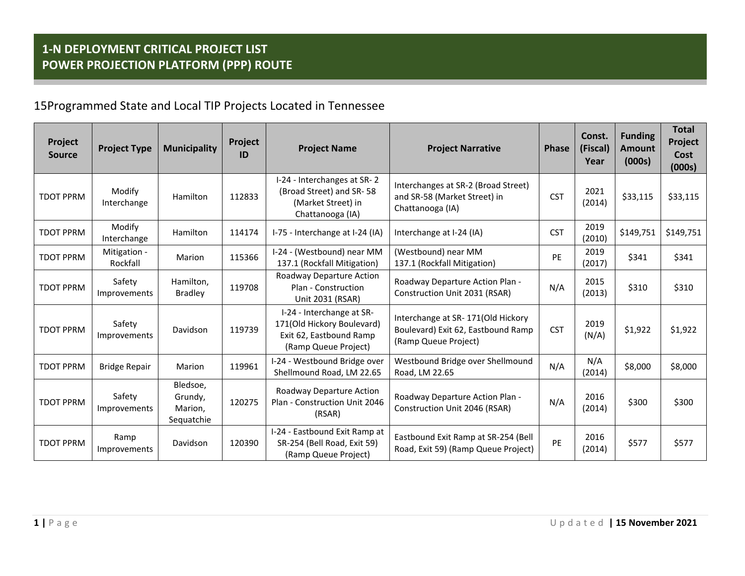# 1-N DEPLOYMENT CRITICAL PROJECT LIST
# POWER PROJECTION PLATFORM (PPP) ROUTE

## 15Programmed State and Local TIP Projects Located in Tennessee

| Project Source | Project Type | Municipality | Project ID | Project Name | Project Narrative | Phase | Const. (Fiscal) Year | Funding Amount (000s) | Total Project Cost (000s) |
|---|---|---|---|---|---|---|---|---|---|
| TDOT PPRM | Modify Interchange | Hamilton | 112833 | I-24 - Interchanges at SR- 2 (Broad Street) and SR- 58 (Market Street) in Chattanooga (IA) | Interchanges at SR-2 (Broad Street) and SR-58 (Market Street) in Chattanooga (IA) | CST | 2021 (2014) | $33,115 | $33,115 |
| TDOT PPRM | Modify Interchange | Hamilton | 114174 | I-75 - Interchange at I-24 (IA) | Interchange at I-24 (IA) | CST | 2019 (2010) | $149,751 | $149,751 |
| TDOT PPRM | Mitigation - Rockfall | Marion | 115366 | I-24 - (Westbound) near MM 137.1 (Rockfall Mitigation) | (Westbound) near MM 137.1 (Rockfall Mitigation) | PE | 2019 (2017) | $341 | $341 |
| TDOT PPRM | Safety Improvements | Hamilton, Bradley | 119708 | Roadway Departure Action Plan - Construction Unit 2031 (RSAR) | Roadway Departure Action Plan - Construction Unit 2031 (RSAR) | N/A | 2015 (2013) | $310 | $310 |
| TDOT PPRM | Safety Improvements | Davidson | 119739 | I-24 - Interchange at SR- 171(Old Hickory Boulevard) Exit 62, Eastbound Ramp (Ramp Queue Project) | Interchange at SR- 171(Old Hickory Boulevard) Exit 62, Eastbound Ramp (Ramp Queue Project) | CST | 2019 (N/A) | $1,922 | $1,922 |
| TDOT PPRM | Bridge Repair | Marion | 119961 | I-24 - Westbound Bridge over Shellmound Road, LM 22.65 | Westbound Bridge over Shellmound Road, LM 22.65 | N/A | N/A (2014) | $8,000 | $8,000 |
| TDOT PPRM | Safety Improvements | Bledsoe, Grundy, Marion, Sequatchie | 120275 | Roadway Departure Action Plan - Construction Unit 2046 (RSAR) | Roadway Departure Action Plan - Construction Unit 2046 (RSAR) | N/A | 2016 (2014) | $300 | $300 |
| TDOT PPRM | Ramp Improvements | Davidson | 120390 | I-24 - Eastbound Exit Ramp at SR-254 (Bell Road, Exit 59) (Ramp Queue Project) | Eastbound Exit Ramp at SR-254 (Bell Road, Exit 59) (Ramp Queue Project) | PE | 2016 (2014) | $577 | $577 |

Updated | 15 November 2021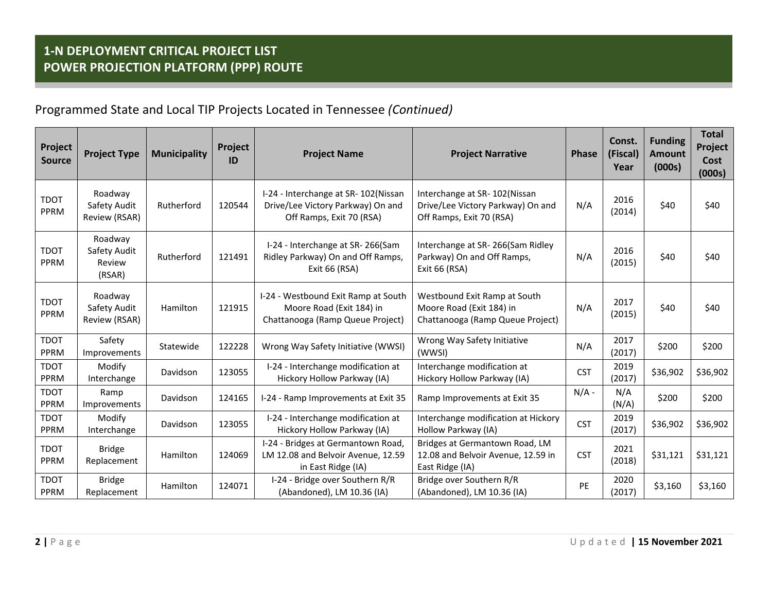## 1-N DEPLOYMENT CRITICAL PROJECT LIST
## POWER PROJECTION PLATFORM (PPP) ROUTE

### Programmed State and Local TIP Projects Located in Tennessee *(Continued)*

| Project Source | Project Type | Municipality | Project ID | Project Name | Project Narrative | Phase | Const. (Fiscal) Year | Funding Amount (000s) | Total Project Cost (000s) |
|---|---|---|---|---|---|---|---|---|---|
| TDOT PPRM | Roadway Safety Audit Review (RSAR) | Rutherford | 120544 | I-24 - Interchange at SR- 102(Nissan Drive/Lee Victory Parkway) On and Off Ramps, Exit 70 (RSA) | Interchange at SR- 102(Nissan Drive/Lee Victory Parkway) On and Off Ramps, Exit 70 (RSA) | N/A | 2016 (2014) | $40 | $40 |
| TDOT PPRM | Roadway Safety Audit Review (RSAR) | Rutherford | 121491 | I-24 - Interchange at SR- 266(Sam Ridley Parkway) On and Off Ramps, Exit 66 (RSA) | Interchange at SR- 266(Sam Ridley Parkway) On and Off Ramps, Exit 66 (RSA) | N/A | 2016 (2015) | $40 | $40 |
| TDOT PPRM | Roadway Safety Audit Review (RSAR) | Hamilton | 121915 | I-24 - Westbound Exit Ramp at South Moore Road (Exit 184) in Chattanooga (Ramp Queue Project) | Westbound Exit Ramp at South Moore Road (Exit 184) in Chattanooga (Ramp Queue Project) | N/A | 2017 (2015) | $40 | $40 |
| TDOT PPRM | Safety Improvements | Statewide | 122228 | Wrong Way Safety Initiative (WWSI) | Wrong Way Safety Initiative (WWSI) | N/A | 2017 (2017) | $200 | $200 |
| TDOT PPRM | Modify Interchange | Davidson | 123055 | I-24 - Interchange modification at Hickory Hollow Parkway (IA) | Interchange modification at Hickory Hollow Parkway (IA) | CST | 2019 (2017) | $36,902 | $36,902 |
| TDOT PPRM | Ramp Improvements | Davidson | 124165 | I-24 - Ramp Improvements at Exit 35 | Ramp Improvements at Exit 35 | N/A - | N/A (N/A) | $200 | $200 |
| TDOT PPRM | Modify Interchange | Davidson | 123055 | I-24 - Interchange modification at Hickory Hollow Parkway (IA) | Interchange modification at Hickory Hollow Parkway (IA) | CST | 2019 (2017) | $36,902 | $36,902 |
| TDOT PPRM | Bridge Replacement | Hamilton | 124069 | I-24 - Bridges at Germantown Road, LM 12.08 and Belvoir Avenue, 12.59 in East Ridge (IA) | Bridges at Germantown Road, LM 12.08 and Belvoir Avenue, 12.59 in East Ridge (IA) | CST | 2021 (2018) | $31,121 | $31,121 |
| TDOT PPRM | Bridge Replacement | Hamilton | 124071 | I-24 - Bridge over Southern R/R (Abandoned), LM 10.36 (IA) | Bridge over Southern R/R (Abandoned), LM 10.36 (IA) | PE | 2020 (2017) | $3,160 | $3,160 |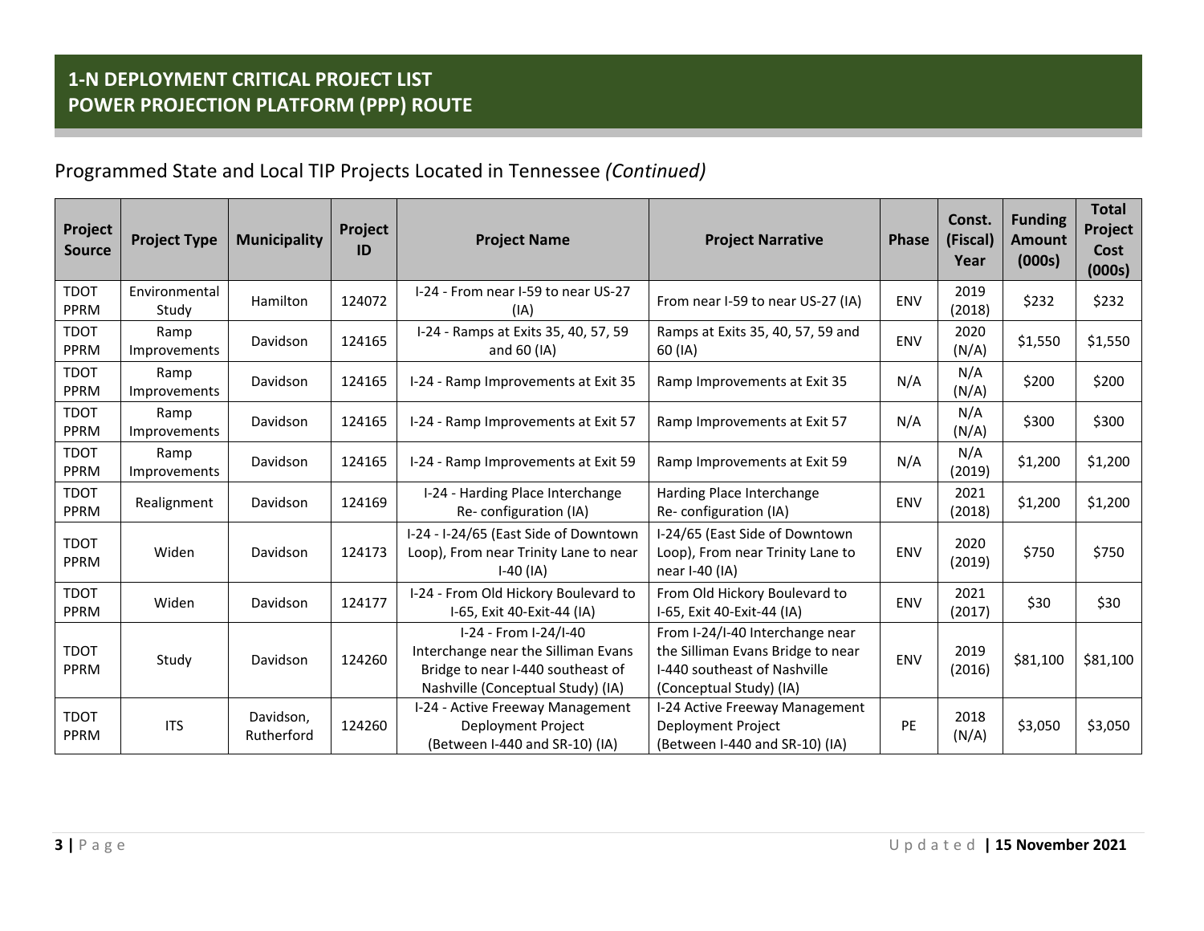## 1-N DEPLOYMENT CRITICAL PROJECT LIST
## POWER PROJECTION PLATFORM (PPP) ROUTE

Programmed State and Local TIP Projects Located in Tennessee *(Continued)*

| Project Source | Project Type | Municipality | Project ID | Project Name | Project Narrative | Phase | Const. (Fiscal) Year | Funding Amount (000s) | Total Project Cost (000s) |
|---|---|---|---|---|---|---|---|---|---|
| TDOT PPRM | Environmental Study | Hamilton | 124072 | I-24 - From near I-59 to near US-27 (IA) | From near I-59 to near US-27 (IA) | ENV | 2019 (2018) | $232 | $232 |
| TDOT PPRM | Ramp Improvements | Davidson | 124165 | I-24 - Ramps at Exits 35, 40, 57, 59 and 60 (IA) | Ramps at Exits 35, 40, 57, 59 and 60 (IA) | ENV | 2020 (N/A) | $1,550 | $1,550 |
| TDOT PPRM | Ramp Improvements | Davidson | 124165 | I-24 - Ramp Improvements at Exit 35 | Ramp Improvements at Exit 35 | N/A | N/A (N/A) | $200 | $200 |
| TDOT PPRM | Ramp Improvements | Davidson | 124165 | I-24 - Ramp Improvements at Exit 57 | Ramp Improvements at Exit 57 | N/A | N/A (N/A) | $300 | $300 |
| TDOT PPRM | Ramp Improvements | Davidson | 124165 | I-24 - Ramp Improvements at Exit 59 | Ramp Improvements at Exit 59 | N/A | N/A (2019) | $1,200 | $1,200 |
| TDOT PPRM | Realignment | Davidson | 124169 | I-24 - Harding Place Interchange Re- configuration (IA) | Harding Place Interchange Re- configuration (IA) | ENV | 2021 (2018) | $1,200 | $1,200 |
| TDOT PPRM | Widen | Davidson | 124173 | I-24 - I-24/65 (East Side of Downtown Loop), From near Trinity Lane to near I-40 (IA) | I-24/65 (East Side of Downtown Loop), From near Trinity Lane to near I-40 (IA) | ENV | 2020 (2019) | $750 | $750 |
| TDOT PPRM | Widen | Davidson | 124177 | I-24 - From Old Hickory Boulevard to I-65, Exit 40-Exit-44 (IA) | From Old Hickory Boulevard to I-65, Exit 40-Exit-44 (IA) | ENV | 2021 (2017) | $30 | $30 |
| TDOT PPRM | Study | Davidson | 124260 | I-24 - From I-24/I-40 Interchange near the Silliman Evans Bridge to near I-440 southeast of Nashville (Conceptual Study) (IA) | From I-24/I-40 Interchange near the Silliman Evans Bridge to near I-440 southeast of Nashville (Conceptual Study) (IA) | ENV | 2019 (2016) | $81,100 | $81,100 |
| TDOT PPRM | ITS | Davidson, Rutherford | 124260 | I-24 - Active Freeway Management Deployment Project (Between I-440 and SR-10) (IA) | I-24 Active Freeway Management Deployment Project (Between I-440 and SR-10) (IA) | PE | 2018 (N/A) | $3,050 | $3,050 |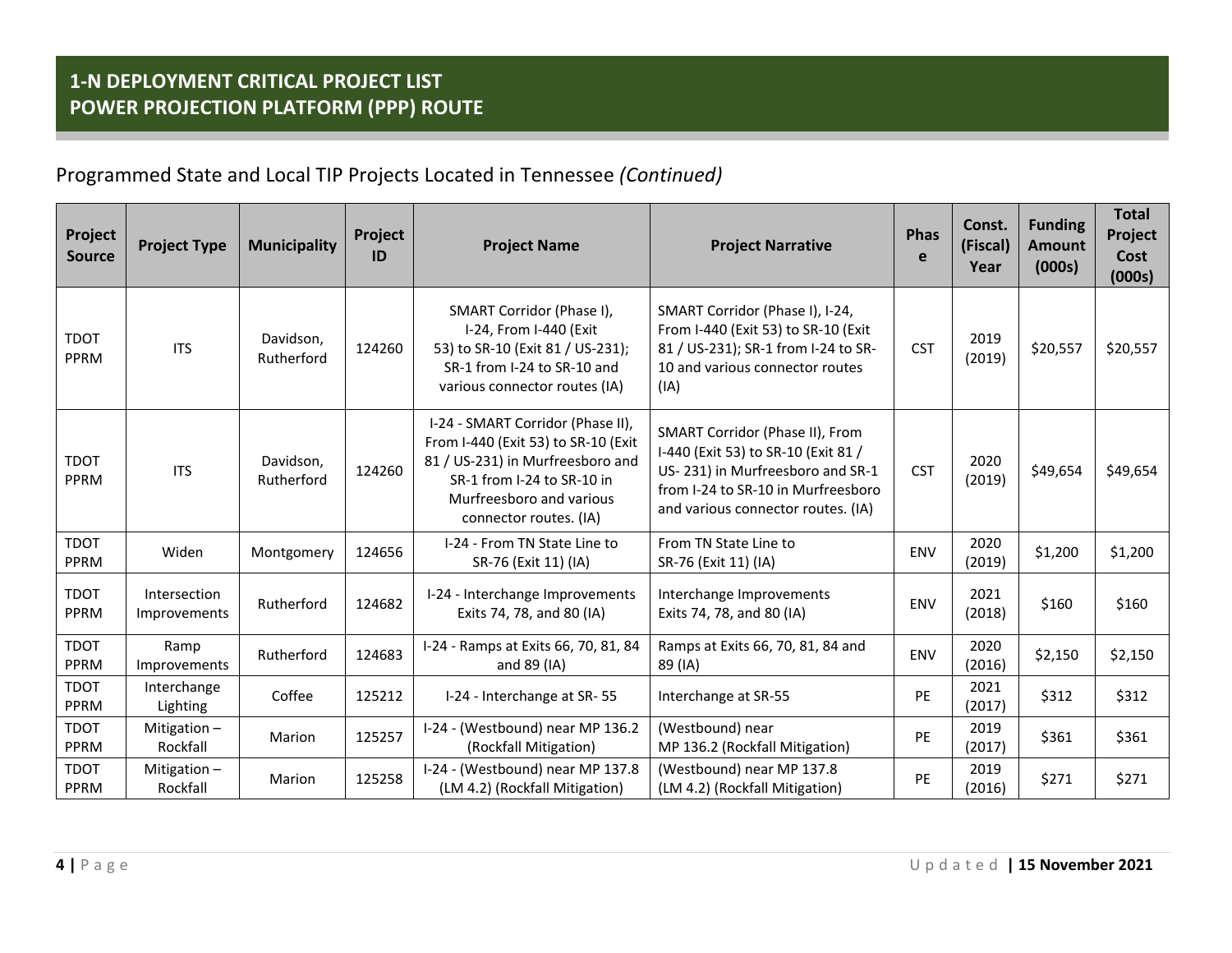## 1-N DEPLOYMENT CRITICAL PROJECT LIST
## POWER PROJECTION PLATFORM (PPP) ROUTE

Programmed State and Local TIP Projects Located in Tennessee *(Continued)*

| Project Source | Project Type | Municipality | Project ID | Project Name | Project Narrative | Phase | Const. (Fiscal) Year | Funding Amount (000s) | Total Project Cost (000s) |
|---|---|---|---|---|---|---|---|---|---|
| TDOT PPRM | ITS | Davidson, Rutherford | 124260 | SMART Corridor (Phase I), I-24, From I-440 (Exit 53) to SR-10 (Exit 81 / US-231); SR-1 from I-24 to SR-10 and various connector routes (IA) | SMART Corridor (Phase I), I-24, From I-440 (Exit 53) to SR-10 (Exit 81 / US-231); SR-1 from I-24 to SR-10 and various connector routes (IA) | CST | 2019 (2019) | $20,557 | $20,557 |
| TDOT PPRM | ITS | Davidson, Rutherford | 124260 | I-24 - SMART Corridor (Phase II), From I-440 (Exit 53) to SR-10 (Exit 81 / US-231) in Murfreesboro and SR-1 from I-24 to SR-10 in Murfreesboro and various connector routes. (IA) | SMART Corridor (Phase II), From I-440 (Exit 53) to SR-10 (Exit 81 / US- 231) in Murfreesboro and SR-1 from I-24 to SR-10 in Murfreesboro and various connector routes. (IA) | CST | 2020 (2019) | $49,654 | $49,654 |
| TDOT PPRM | Widen | Montgomery | 124656 | I-24 - From TN State Line to SR-76 (Exit 11) (IA) | From TN State Line to SR-76 (Exit 11) (IA) | ENV | 2020 (2019) | $1,200 | $1,200 |
| TDOT PPRM | Intersection Improvements | Rutherford | 124682 | I-24 - Interchange Improvements Exits 74, 78, and 80 (IA) | Interchange Improvements Exits 74, 78, and 80 (IA) | ENV | 2021 (2018) | $160 | $160 |
| TDOT PPRM | Ramp Improvements | Rutherford | 124683 | I-24 - Ramps at Exits 66, 70, 81, 84 and 89 (IA) | Ramps at Exits 66, 70, 81, 84 and 89 (IA) | ENV | 2020 (2016) | $2,150 | $2,150 |
| TDOT PPRM | Interchange Lighting | Coffee | 125212 | I-24 - Interchange at SR- 55 | Interchange at SR-55 | PE | 2021 (2017) | $312 | $312 |
| TDOT PPRM | Mitigation – Rockfall | Marion | 125257 | I-24 - (Westbound) near MP 136.2 (Rockfall Mitigation) | (Westbound) near MP 136.2 (Rockfall Mitigation) | PE | 2019 (2017) | $361 | $361 |
| TDOT PPRM | Mitigation – Rockfall | Marion | 125258 | I-24 - (Westbound) near MP 137.8 (LM 4.2) (Rockfall Mitigation) | (Westbound) near MP 137.8 (LM 4.2) (Rockfall Mitigation) | PE | 2019 (2016) | $271 | $271 |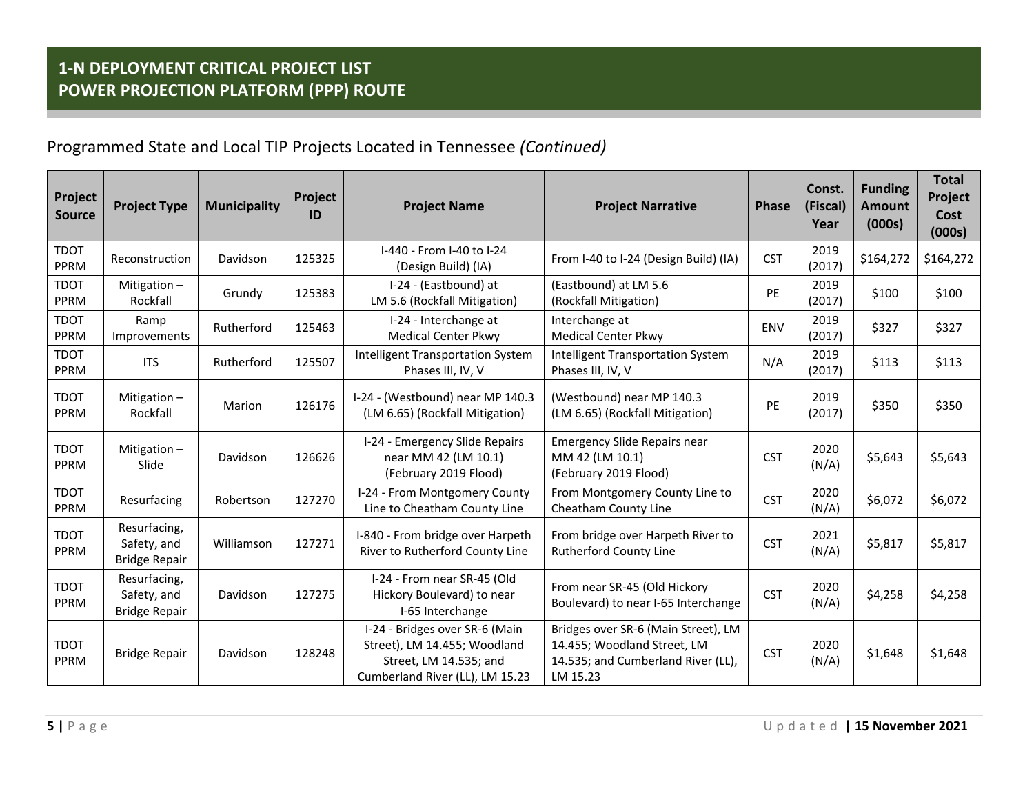## 1-N DEPLOYMENT CRITICAL PROJECT LIST
## POWER PROJECTION PLATFORM (PPP) ROUTE

Programmed State and Local TIP Projects Located in Tennessee *(Continued)*

| Project Source | Project Type | Municipality | Project ID | Project Name | Project Narrative | Phase | Const. (Fiscal) Year | Funding Amount (000s) | Total Project Cost (000s) |
|---|---|---|---|---|---|---|---|---|---|
| TDOT PPRM | Reconstruction | Davidson | 125325 | I-440 - From I-40 to I-24 (Design Build) (IA) | From I-40 to I-24 (Design Build) (IA) | CST | 2019 (2017) | $164,272 | $164,272 |
| TDOT PPRM | Mitigation – Rockfall | Grundy | 125383 | I-24 - (Eastbound) at LM 5.6 (Rockfall Mitigation) | (Eastbound) at LM 5.6 (Rockfall Mitigation) | PE | 2019 (2017) | $100 | $100 |
| TDOT PPRM | Ramp Improvements | Rutherford | 125463 | I-24 - Interchange at Medical Center Pkwy | Interchange at Medical Center Pkwy | ENV | 2019 (2017) | $327 | $327 |
| TDOT PPRM | ITS | Rutherford | 125507 | Intelligent Transportation System Phases III, IV, V | Intelligent Transportation System Phases III, IV, V | N/A | 2019 (2017) | $113 | $113 |
| TDOT PPRM | Mitigation – Rockfall | Marion | 126176 | I-24 - (Westbound) near MP 140.3 (LM 6.65) (Rockfall Mitigation) | (Westbound) near MP 140.3 (LM 6.65) (Rockfall Mitigation) | PE | 2019 (2017) | $350 | $350 |
| TDOT PPRM | Mitigation – Slide | Davidson | 126626 | I-24 - Emergency Slide Repairs near MM 42 (LM 10.1) (February 2019 Flood) | Emergency Slide Repairs near MM 42 (LM 10.1) (February 2019 Flood) | CST | 2020 (N/A) | $5,643 | $5,643 |
| TDOT PPRM | Resurfacing | Robertson | 127270 | I-24 - From Montgomery County Line to Cheatham County Line | From Montgomery County Line to Cheatham County Line | CST | 2020 (N/A) | $6,072 | $6,072 |
| TDOT PPRM | Resurfacing, Safety, and Bridge Repair | Williamson | 127271 | I-840 - From bridge over Harpeth River to Rutherford County Line | From bridge over Harpeth River to Rutherford County Line | CST | 2021 (N/A) | $5,817 | $5,817 |
| TDOT PPRM | Resurfacing, Safety, and Bridge Repair | Davidson | 127275 | I-24 - From near SR-45 (Old Hickory Boulevard) to near I-65 Interchange | From near SR-45 (Old Hickory Boulevard) to near I-65 Interchange | CST | 2020 (N/A) | $4,258 | $4,258 |
| TDOT PPRM | Bridge Repair | Davidson | 128248 | I-24 - Bridges over SR-6 (Main Street), LM 14.455; Woodland Street, LM 14.535; and Cumberland River (LL), LM 15.23 | Bridges over SR-6 (Main Street), LM 14.455; Woodland Street, LM 14.535; and Cumberland River (LL), LM 15.23 | CST | 2020 (N/A) | $1,648 | $1,648 |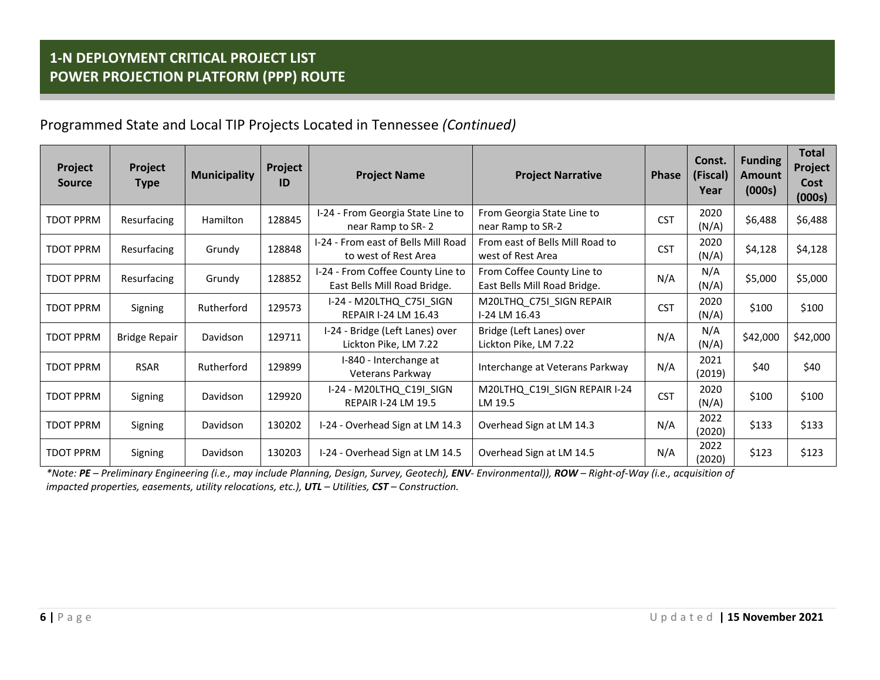# 1-N DEPLOYMENT CRITICAL PROJECT LIST
## POWER PROJECTION PLATFORM (PPP) ROUTE

Programmed State and Local TIP Projects Located in Tennessee *(Continued)*

| Project Source | Project Type | Municipality | Project ID | Project Name | Project Narrative | Phase | Const. (Fiscal) Year | Funding Amount (000s) | Total Project Cost (000s) |
|---|---|---|---|---|---|---|---|---|---|
| TDOT PPRM | Resurfacing | Hamilton | 128845 | I-24 - From Georgia State Line to near Ramp to SR- 2 | From Georgia State Line to near Ramp to SR-2 | CST | 2020 (N/A) | $6,488 | $6,488 |
| TDOT PPRM | Resurfacing | Grundy | 128848 | I-24 - From east of Bells Mill Road to west of Rest Area | From east of Bells Mill Road to west of Rest Area | CST | 2020 (N/A) | $4,128 | $4,128 |
| TDOT PPRM | Resurfacing | Grundy | 128852 | I-24 - From Coffee County Line to East Bells Mill Road Bridge. | From Coffee County Line to East Bells Mill Road Bridge. | N/A | N/A (N/A) | $5,000 | $5,000 |
| TDOT PPRM | Signing | Rutherford | 129573 | I-24 - M20LTHQ_C75I_SIGN REPAIR I-24 LM 16.43 | M20LTHQ_C75I_SIGN REPAIR I-24 LM 16.43 | CST | 2020 (N/A) | $100 | $100 |
| TDOT PPRM | Bridge Repair | Davidson | 129711 | I-24 - Bridge (Left Lanes) over Lickton Pike, LM 7.22 | Bridge (Left Lanes) over Lickton Pike, LM 7.22 | N/A | N/A (N/A) | $42,000 | $42,000 |
| TDOT PPRM | RSAR | Rutherford | 129899 | I-840 - Interchange at Veterans Parkway | Interchange at Veterans Parkway | N/A | 2021 (2019) | $40 | $40 |
| TDOT PPRM | Signing | Davidson | 129920 | I-24 - M20LTHQ_C19I_SIGN REPAIR I-24 LM 19.5 | M20LTHQ_C19I_SIGN REPAIR I-24 LM 19.5 | CST | 2020 (N/A) | $100 | $100 |
| TDOT PPRM | Signing | Davidson | 130202 | I-24 - Overhead Sign at LM 14.3 | Overhead Sign at LM 14.3 | N/A | 2022 (2020) | $133 | $133 |
| TDOT PPRM | Signing | Davidson | 130203 | I-24 - Overhead Sign at LM 14.5 | Overhead Sign at LM 14.5 | N/A | 2022 (2020) | $123 | $123 |

*\*Note: **PE** – Preliminary Engineering (i.e., may include Planning, Design, Survey, Geotech), **ENV**- Environmental)), **ROW** – Right-of-Way (i.e., acquisition of impacted properties, easements, utility relocations, etc.), **UTL** – Utilities, **CST** – Construction.*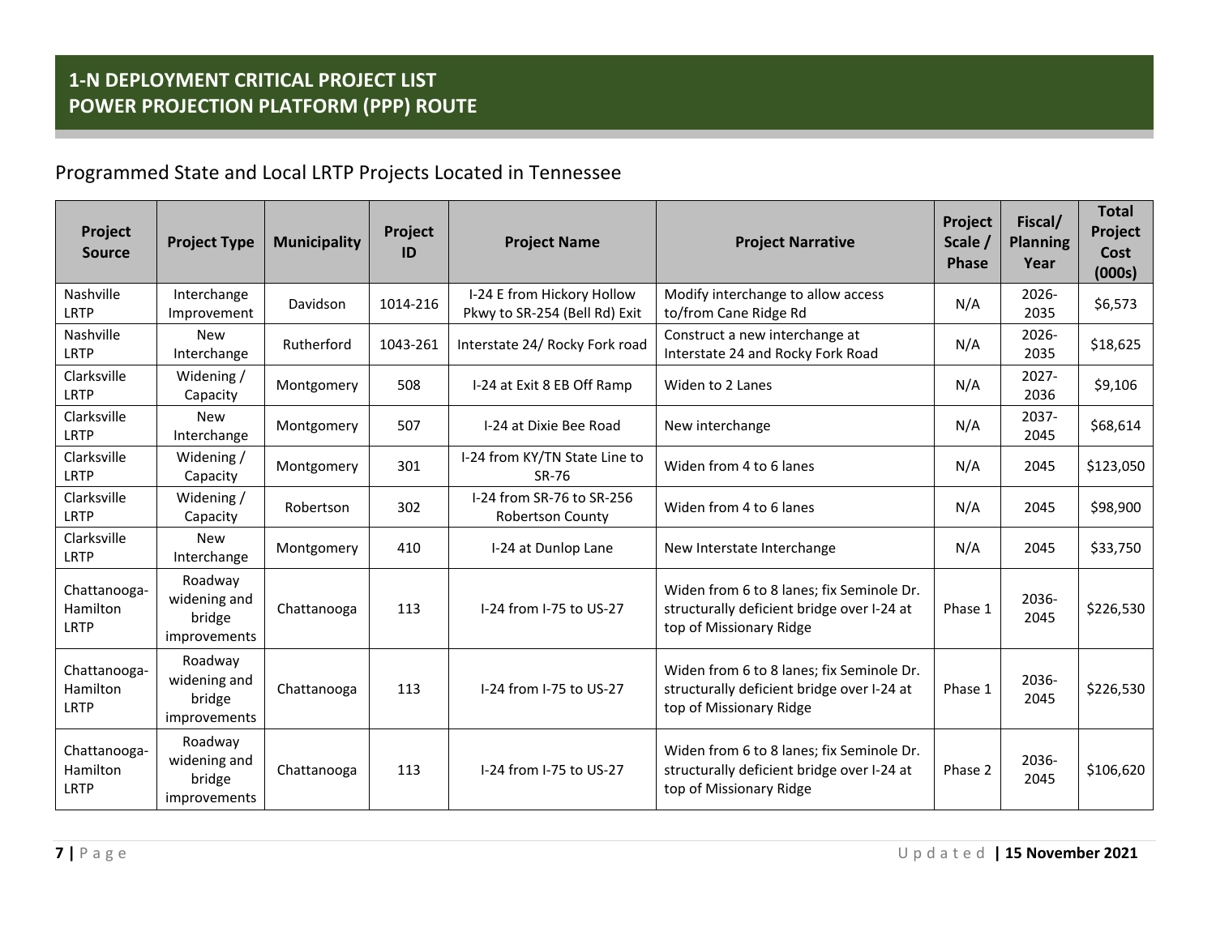# 1-N DEPLOYMENT CRITICAL PROJECT LIST
# POWER PROJECTION PLATFORM (PPP) ROUTE

## Programmed State and Local LRTP Projects Located in Tennessee

| Project Source | Project Type | Municipality | Project ID | Project Name | Project Narrative | Project Scale / Phase | Fiscal/ Planning Year | Total Project Cost (000s) |
|---|---|---|---|---|---|---|---|---|
| Nashville LRTP | Interchange Improvement | Davidson | 1014-216 | I-24 E from Hickory Hollow Pkwy to SR-254 (Bell Rd) Exit | Modify interchange to allow access to/from Cane Ridge Rd | N/A | 2026-2035 | $6,573 |
| Nashville LRTP | New Interchange | Rutherford | 1043-261 | Interstate 24/ Rocky Fork road | Construct a new interchange at Interstate 24 and Rocky Fork Road | N/A | 2026-2035 | $18,625 |
| Clarksville LRTP | Widening / Capacity | Montgomery | 508 | I-24 at Exit 8 EB Off Ramp | Widen to 2 Lanes | N/A | 2027-2036 | $9,106 |
| Clarksville LRTP | New Interchange | Montgomery | 507 | I-24 at Dixie Bee Road | New interchange | N/A | 2037-2045 | $68,614 |
| Clarksville LRTP | Widening / Capacity | Montgomery | 301 | I-24 from KY/TN State Line to SR-76 | Widen from 4 to 6 lanes | N/A | 2045 | $123,050 |
| Clarksville LRTP | Widening / Capacity | Robertson | 302 | I-24 from SR-76 to SR-256 Robertson County | Widen from 4 to 6 lanes | N/A | 2045 | $98,900 |
| Clarksville LRTP | New Interchange | Montgomery | 410 | I-24 at Dunlop Lane | New Interstate Interchange | N/A | 2045 | $33,750 |
| Chattanooga-Hamilton LRTP | Roadway widening and bridge improvements | Chattanooga | 113 | I-24 from I-75 to US-27 | Widen from 6 to 8 lanes; fix Seminole Dr. structurally deficient bridge over I-24 at top of Missionary Ridge | Phase 1 | 2036-2045 | $226,530 |
| Chattanooga-Hamilton LRTP | Roadway widening and bridge improvements | Chattanooga | 113 | I-24 from I-75 to US-27 | Widen from 6 to 8 lanes; fix Seminole Dr. structurally deficient bridge over I-24 at top of Missionary Ridge | Phase 1 | 2036-2045 | $226,530 |
| Chattanooga-Hamilton LRTP | Roadway widening and bridge improvements | Chattanooga | 113 | I-24 from I-75 to US-27 | Widen from 6 to 8 lanes; fix Seminole Dr. structurally deficient bridge over I-24 at top of Missionary Ridge | Phase 2 | 2036-2045 | $106,620 |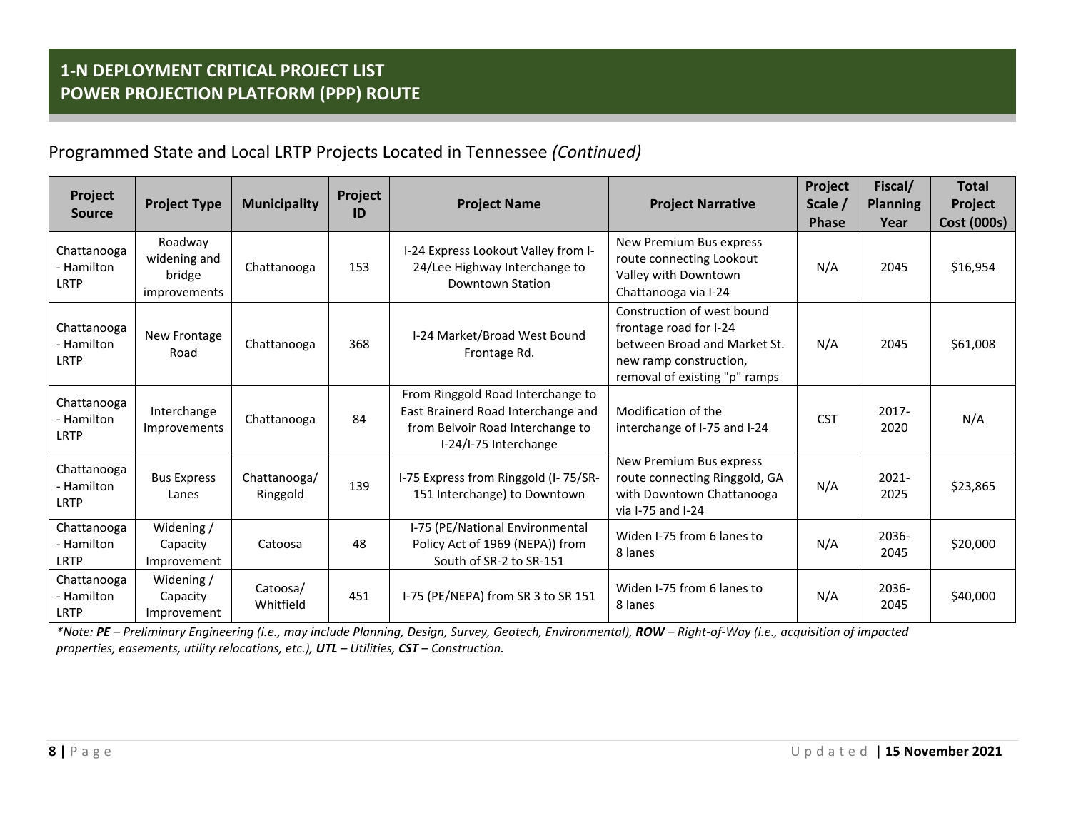## 1-N DEPLOYMENT CRITICAL PROJECT LIST
## POWER PROJECTION PLATFORM (PPP) ROUTE

### Programmed State and Local LRTP Projects Located in Tennessee *(Continued)*

| Project Source | Project Type | Municipality | Project ID | Project Name | Project Narrative | Project Scale / Phase | Fiscal/ Planning Year | Total Project Cost (000s) |
|---|---|---|---|---|---|---|---|---|
| Chattanooga - Hamilton LRTP | Roadway widening and bridge improvements | Chattanooga | 153 | I-24 Express Lookout Valley from I-24/Lee Highway Interchange to Downtown Station | New Premium Bus express route connecting Lookout Valley with Downtown Chattanooga via I-24 | N/A | 2045 | $16,954 |
| Chattanooga - Hamilton LRTP | New Frontage Road | Chattanooga | 368 | I-24 Market/Broad West Bound Frontage Rd. | Construction of west bound frontage road for I-24 between Broad and Market St. new ramp construction, removal of existing "p" ramps | N/A | 2045 | $61,008 |
| Chattanooga - Hamilton LRTP | Interchange Improvements | Chattanooga | 84 | From Ringgold Road Interchange to East Brainerd Road Interchange and from Belvoir Road Interchange to I-24/I-75 Interchange | Modification of the interchange of I-75 and I-24 | CST | 2017-2020 | N/A |
| Chattanooga - Hamilton LRTP | Bus Express Lanes | Chattanooga/ Ringgold | 139 | I-75 Express from Ringgold (I- 75/SR-151 Interchange) to Downtown | New Premium Bus express route connecting Ringgold, GA with Downtown Chattanooga via I-75 and I-24 | N/A | 2021-2025 | $23,865 |
| Chattanooga - Hamilton LRTP | Widening / Capacity Improvement | Catoosa | 48 | I-75 (PE/National Environmental Policy Act of 1969 (NEPA)) from South of SR-2 to SR-151 | Widen I-75 from 6 lanes to 8 lanes | N/A | 2036-2045 | $20,000 |
| Chattanooga - Hamilton LRTP | Widening / Capacity Improvement | Catoosa/ Whitfield | 451 | I-75 (PE/NEPA) from SR 3 to SR 151 | Widen I-75 from 6 lanes to 8 lanes | N/A | 2036-2045 | $40,000 |

*\*Note: **PE** – Preliminary Engineering (i.e., may include Planning, Design, Survey, Geotech, Environmental), **ROW** – Right-of-Way (i.e., acquisition of impacted properties, easements, utility relocations, etc.), **UTL** – Utilities, **CST** – Construction.*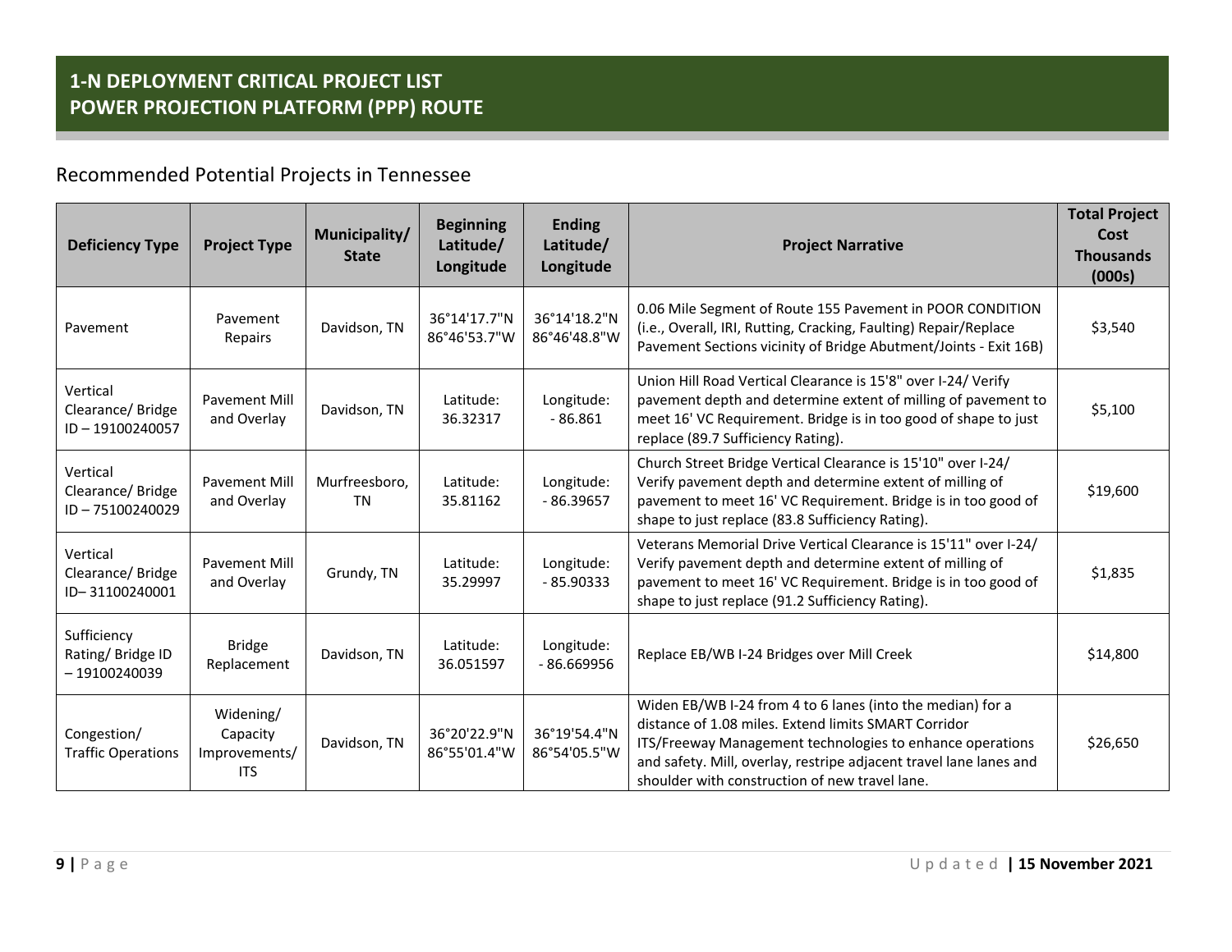## 1-N DEPLOYMENT CRITICAL PROJECT LIST
## POWER PROJECTION PLATFORM (PPP) ROUTE

### Recommended Potential Projects in Tennessee

| Deficiency Type | Project Type | Municipality/ State | Beginning Latitude/ Longitude | Ending Latitude/ Longitude | Project Narrative | Total Project Cost Thousands (000s) |
|---|---|---|---|---|---|---|
| Pavement | Pavement Repairs | Davidson, TN | 36°14'17.7"N 86°46'53.7"W | 36°14'18.2"N 86°46'48.8"W | 0.06 Mile Segment of Route 155 Pavement in POOR CONDITION (i.e., Overall, IRI, Rutting, Cracking, Faulting) Repair/Replace Pavement Sections vicinity of Bridge Abutment/Joints - Exit 16B) | $3,540 |
| Vertical Clearance/ Bridge ID – 19100240057 | Pavement Mill and Overlay | Davidson, TN | Latitude: 36.32317 | Longitude: - 86.861 | Union Hill Road Vertical Clearance is 15'8" over I-24/ Verify pavement depth and determine extent of milling of pavement to meet 16' VC Requirement. Bridge is in too good of shape to just replace (89.7 Sufficiency Rating). | $5,100 |
| Vertical Clearance/ Bridge ID – 75100240029 | Pavement Mill and Overlay | Murfreesboro, TN | Latitude: 35.81162 | Longitude: - 86.39657 | Church Street Bridge Vertical Clearance is 15'10" over I-24/ Verify pavement depth and determine extent of milling of pavement to meet 16' VC Requirement. Bridge is in too good of shape to just replace (83.8 Sufficiency Rating). | $19,600 |
| Vertical Clearance/ Bridge ID– 31100240001 | Pavement Mill and Overlay | Grundy, TN | Latitude: 35.29997 | Longitude: - 85.90333 | Veterans Memorial Drive Vertical Clearance is 15'11" over I-24/ Verify pavement depth and determine extent of milling of pavement to meet 16' VC Requirement. Bridge is in too good of shape to just replace (91.2 Sufficiency Rating). | $1,835 |
| Sufficiency Rating/ Bridge ID – 19100240039 | Bridge Replacement | Davidson, TN | Latitude: 36.051597 | Longitude: - 86.669956 | Replace EB/WB I-24 Bridges over Mill Creek | $14,800 |
| Congestion/ Traffic Operations | Widening/ Capacity Improvements/ ITS | Davidson, TN | 36°20'22.9"N 86°55'01.4"W | 36°19'54.4"N 86°54'05.5"W | Widen EB/WB I-24 from 4 to 6 lanes (into the median) for a distance of 1.08 miles. Extend limits SMART Corridor ITS/Freeway Management technologies to enhance operations and safety. Mill, overlay, restripe adjacent travel lane lanes and shoulder with construction of new travel lane. | $26,650 |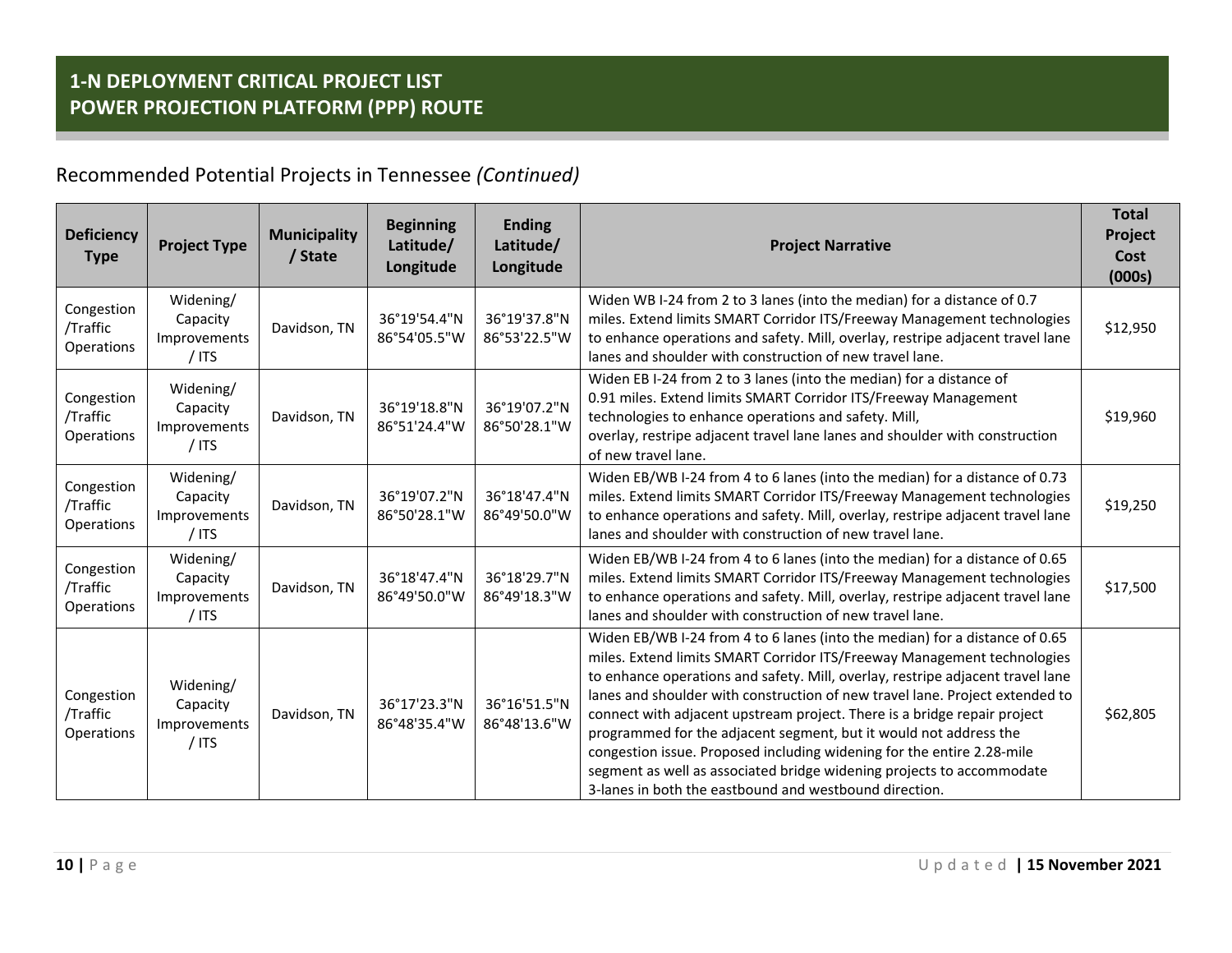## 1-N DEPLOYMENT CRITICAL PROJECT LIST
## POWER PROJECTION PLATFORM (PPP) ROUTE

### Recommended Potential Projects in Tennessee *(Continued)*

| Deficiency Type | Project Type | Municipality / State | Beginning Latitude/ Longitude | Ending Latitude/ Longitude | Project Narrative | Total Project Cost (000s) |
|---|---|---|---|---|---|---|
| Congestion /Traffic Operations | Widening/ Capacity Improvements / ITS | Davidson, TN | 36°19'54.4"N 86°54'05.5"W | 36°19'37.8"N 86°53'22.5"W | Widen WB I-24 from 2 to 3 lanes (into the median) for a distance of 0.7 miles. Extend limits SMART Corridor ITS/Freeway Management technologies to enhance operations and safety. Mill, overlay, restripe adjacent travel lane lanes and shoulder with construction of new travel lane. | $12,950 |
| Congestion /Traffic Operations | Widening/ Capacity Improvements / ITS | Davidson, TN | 36°19'18.8"N 86°51'24.4"W | 36°19'07.2"N 86°50'28.1"W | Widen EB I-24 from 2 to 3 lanes (into the median) for a distance of 0.91 miles. Extend limits SMART Corridor ITS/Freeway Management technologies to enhance operations and safety. Mill, overlay, restripe adjacent travel lane lanes and shoulder with construction of new travel lane. | $19,960 |
| Congestion /Traffic Operations | Widening/ Capacity Improvements / ITS | Davidson, TN | 36°19'07.2"N 86°50'28.1"W | 36°18'47.4"N 86°49'50.0"W | Widen EB/WB I-24 from 4 to 6 lanes (into the median) for a distance of 0.73 miles. Extend limits SMART Corridor ITS/Freeway Management technologies to enhance operations and safety. Mill, overlay, restripe adjacent travel lane lanes and shoulder with construction of new travel lane. | $19,250 |
| Congestion /Traffic Operations | Widening/ Capacity Improvements / ITS | Davidson, TN | 36°18'47.4"N 86°49'50.0"W | 36°18'29.7"N 86°49'18.3"W | Widen EB/WB I-24 from 4 to 6 lanes (into the median) for a distance of 0.65 miles. Extend limits SMART Corridor ITS/Freeway Management technologies to enhance operations and safety. Mill, overlay, restripe adjacent travel lane lanes and shoulder with construction of new travel lane. | $17,500 |
| Congestion /Traffic Operations | Widening/ Capacity Improvements / ITS | Davidson, TN | 36°17'23.3"N 86°48'35.4"W | 36°16'51.5"N 86°48'13.6"W | Widen EB/WB I-24 from 4 to 6 lanes (into the median) for a distance of 0.65 miles. Extend limits SMART Corridor ITS/Freeway Management technologies to enhance operations and safety. Mill, overlay, restripe adjacent travel lane lanes and shoulder with construction of new travel lane. Project extended to connect with adjacent upstream project. There is a bridge repair project programmed for the adjacent segment, but it would not address the congestion issue. Proposed including widening for the entire 2.28-mile segment as well as associated bridge widening projects to accommodate 3-lanes in both the eastbound and westbound direction. | $62,805 |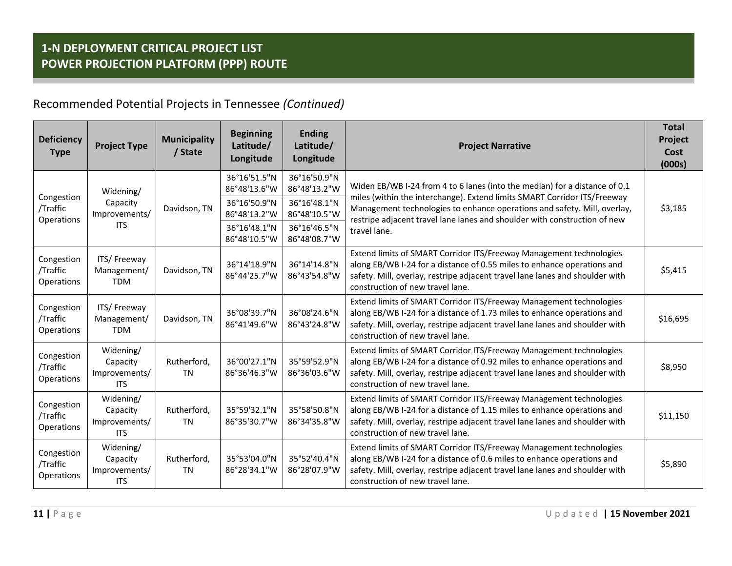## 1-N DEPLOYMENT CRITICAL PROJECT LIST
## POWER PROJECTION PLATFORM (PPP) ROUTE

Recommended Potential Projects in Tennessee *(Continued)*

| Deficiency Type | Project Type | Municipality / State | Beginning Latitude/ Longitude | Ending Latitude/ Longitude | Project Narrative | Total Project Cost (000s) |
|---|---|---|---|---|---|---|
| Congestion /Traffic Operations | Widening/ Capacity Improvements/ ITS | Davidson, TN | 36°16'51.5"N 86°48'13.6"W | 36°16'50.9"N 86°48'13.2"W | Widen EB/WB I-24 from 4 to 6 lanes (into the median) for a distance of 0.1 miles (within the interchange). Extend limits SMART Corridor ITS/Freeway Management technologies to enhance operations and safety. Mill, overlay, restripe adjacent travel lane lanes and shoulder with construction of new travel lane. | $3,185 |
| | | | 36°16'50.9"N 86°48'13.2"W | 36°16'48.1"N 86°48'10.5"W | | |
| | | | 36°16'48.1"N 86°48'10.5"W | 36°16'46.5"N 86°48'08.7"W | | |
| Congestion /Traffic Operations | ITS/ Freeway Management/ TDM | Davidson, TN | 36°14'18.9"N 86°44'25.7"W | 36°14'14.8"N 86°43'54.8"W | Extend limits of SMART Corridor ITS/Freeway Management technologies along EB/WB I-24 for a distance of 0.55 miles to enhance operations and safety. Mill, overlay, restripe adjacent travel lane lanes and shoulder with construction of new travel lane. | $5,415 |
| Congestion /Traffic Operations | ITS/ Freeway Management/ TDM | Davidson, TN | 36°08'39.7"N 86°41'49.6"W | 36°08'24.6"N 86°43'24.8"W | Extend limits of SMART Corridor ITS/Freeway Management technologies along EB/WB I-24 for a distance of 1.73 miles to enhance operations and safety. Mill, overlay, restripe adjacent travel lane lanes and shoulder with construction of new travel lane. | $16,695 |
| Congestion /Traffic Operations | Widening/ Capacity Improvements/ ITS | Rutherford, TN | 36°00'27.1"N 86°36'46.3"W | 35°59'52.9"N 86°36'03.6"W | Extend limits of SMART Corridor ITS/Freeway Management technologies along EB/WB I-24 for a distance of 0.92 miles to enhance operations and safety. Mill, overlay, restripe adjacent travel lane lanes and shoulder with construction of new travel lane. | $8,950 |
| Congestion /Traffic Operations | Widening/ Capacity Improvements/ ITS | Rutherford, TN | 35°59'32.1"N 86°35'30.7"W | 35°58'50.8"N 86°34'35.8"W | Extend limits of SMART Corridor ITS/Freeway Management technologies along EB/WB I-24 for a distance of 1.15 miles to enhance operations and safety. Mill, overlay, restripe adjacent travel lane lanes and shoulder with construction of new travel lane. | $11,150 |
| Congestion /Traffic Operations | Widening/ Capacity Improvements/ ITS | Rutherford, TN | 35°53'04.0"N 86°28'34.1"W | 35°52'40.4"N 86°28'07.9"W | Extend limits of SMART Corridor ITS/Freeway Management technologies along EB/WB I-24 for a distance of 0.6 miles to enhance operations and safety. Mill, overlay, restripe adjacent travel lane lanes and shoulder with construction of new travel lane. | $5,890 |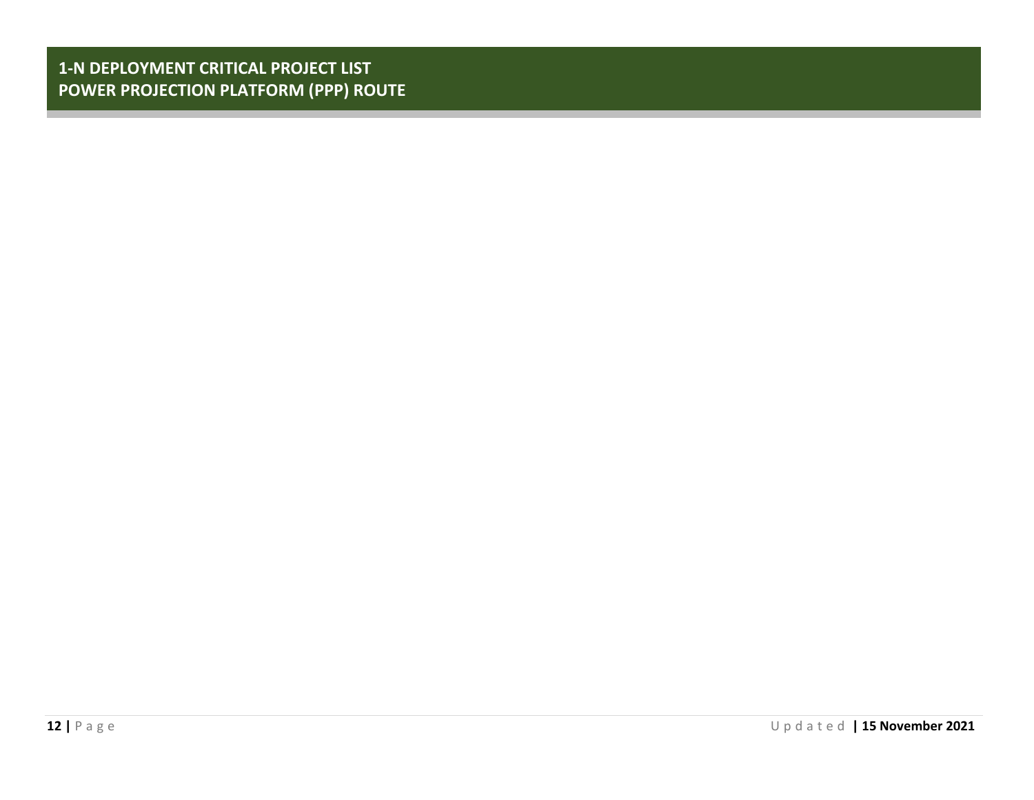**1-N DEPLOYMENT CRITICAL PROJECT LIST**
**POWER PROJECTION PLATFORM (PPP) ROUTE**